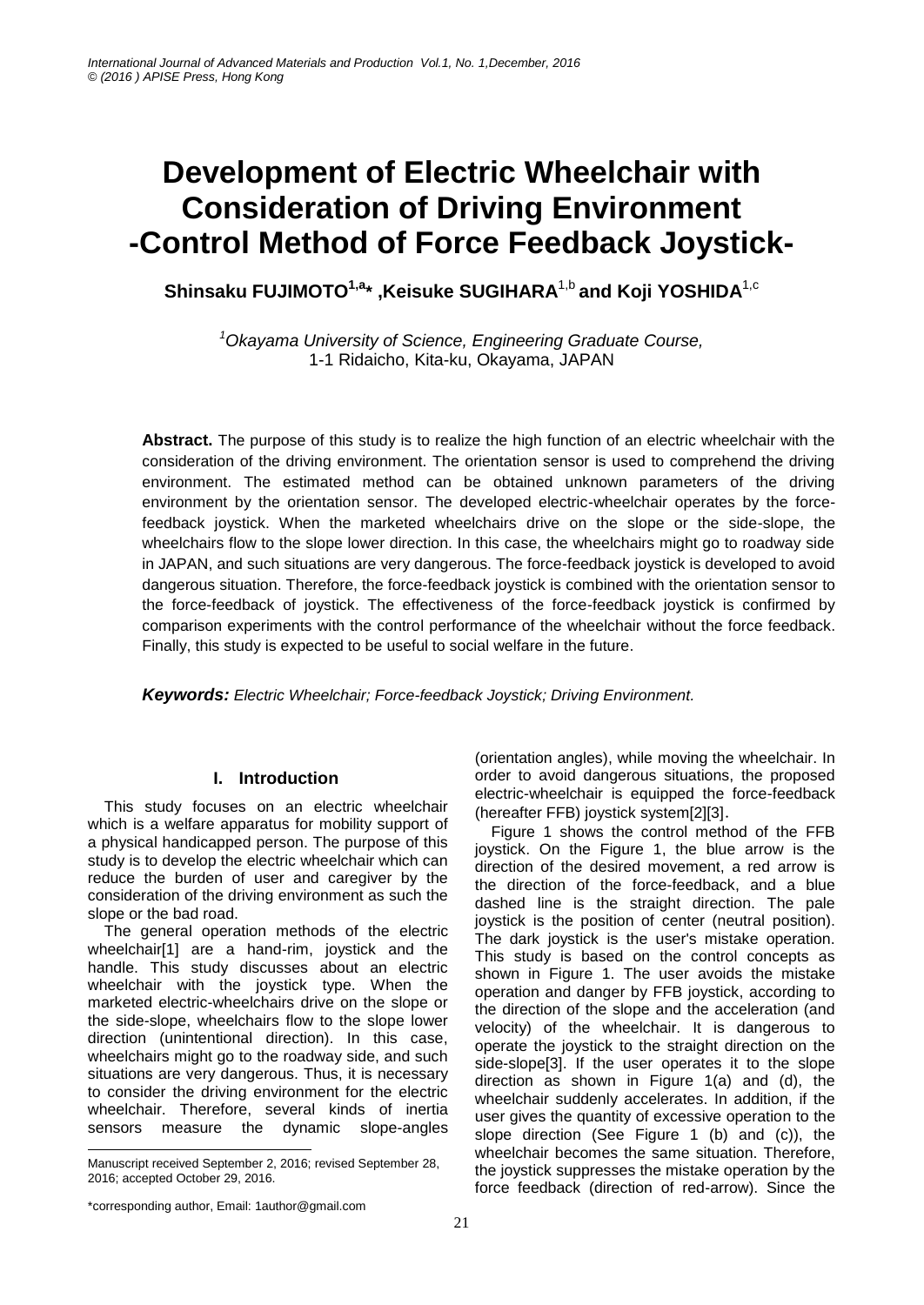# Development of Electric Wheelchair with Consideration of Driving Environment -Control Method of Force Feedback Joystick-

**Shinsaku FUJIMOTO[1,a]*, Keisuke SUGIHARA[1,b] and Koji YOSHIDA[1,c]**

[1]*Okayama University of Science, Engineering Graduate Course,*
1-1 Ridaicho, Kita-ku, Okayama, JAPAN

**Abstract.** The purpose of this study is to realize the high function of an electric wheelchair with the consideration of the driving environment. The orientation sensor is used to comprehend the driving environment. The estimated method can be obtained unknown parameters of the driving environment by the orientation sensor. The developed electric-wheelchair operates by the force-feedback joystick. When the marketed wheelchairs drive on the slope or the side-slope, the wheelchairs flow to the slope lower direction. In this case, the wheelchairs might go to roadway side in JAPAN, and such situations are very dangerous. The force-feedback joystick is developed to avoid dangerous situation. Therefore, the force-feedback joystick is combined with the orientation sensor to the force-feedback of joystick. The effectiveness of the force-feedback joystick is confirmed by comparison experiments with the control performance of the wheelchair without the force feedback. Finally, this study is expected to be useful to social welfare in the future.

***Keywords:*** *Electric Wheelchair; Force-feedback Joystick; Driving Environment.*

## I. Introduction

This study focuses on an electric wheelchair which is a welfare apparatus for mobility support of a physical handicapped person. The purpose of this study is to develop the electric wheelchair which can reduce the burden of user and caregiver by the consideration of the driving environment as such the slope or the bad road.

The general operation methods of the electric wheelchair[1] are a hand-rim, joystick and the handle. This study discusses about an electric wheelchair with the joystick type. When the marketed electric-wheelchairs drive on the slope or the side-slope, wheelchairs flow to the slope lower direction (unintentional direction). In this case, wheelchairs might go to the roadway side, and such situations are very dangerous. Thus, it is necessary to consider the driving environment for the electric wheelchair. Therefore, several kinds of inertia sensors measure the dynamic slope-angles (orientation angles), while moving the wheelchair. In order to avoid dangerous situations, the proposed electric-wheelchair is equipped the force-feedback (hereafter FFB) joystick system[2][3].

Figure 1 shows the control method of the FFB joystick. On the Figure 1, the blue arrow is the direction of the desired movement, a red arrow is the direction of the force-feedback, and a blue dashed line is the straight direction. The pale joystick is the position of center (neutral position). The dark joystick is the user's mistake operation. This study is based on the control concepts as shown in Figure 1. The user avoids the mistake operation and danger by FFB joystick, according to the direction of the slope and the acceleration (and velocity) of the wheelchair. It is dangerous to operate the joystick to the straight direction on the side-slope[3]. If the user operates it to the slope direction as shown in Figure 1(a) and (d), the wheelchair suddenly accelerates. In addition, if the user gives the quantity of excessive operation to the slope direction (See Figure 1 (b) and (c)), the wheelchair becomes the same situation. Therefore, the joystick suppresses the mistake operation by the force feedback (direction of red-arrow). Since the

---

Manuscript received September 2, 2016; revised September 28, 2016; accepted October 29, 2016.

*corresponding author, Email: 1author@gmail.com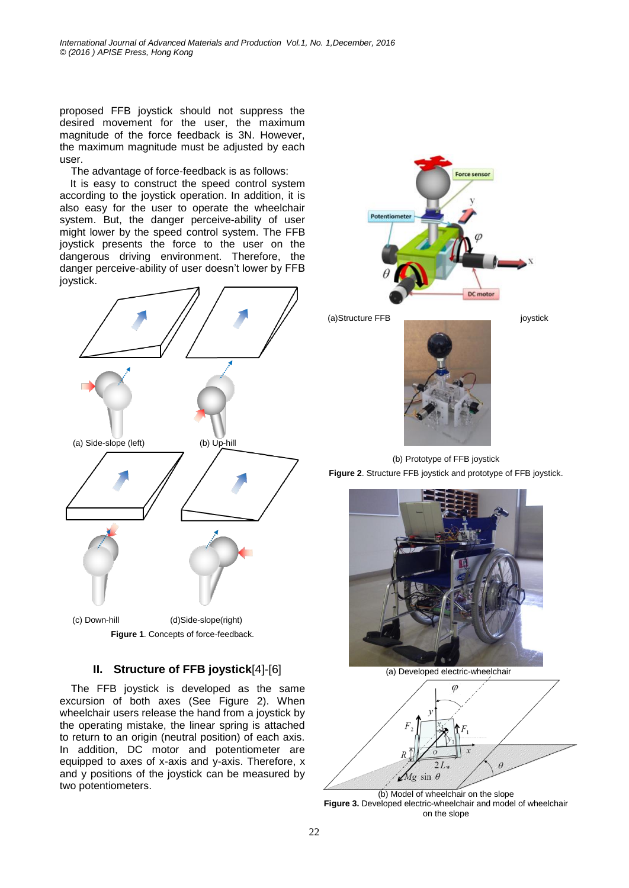proposed FFB joystick should not suppress the desired movement for the user, the maximum magnitude of the force feedback is 3N. However, the maximum magnitude must be adjusted by each user.

The advantage of force-feedback is as follows:

It is easy to construct the speed control system according to the joystick operation. In addition, it is also easy for the user to operate the wheelchair system. But, the danger perceive-ability of user might lower by the speed control system. The FFB joystick presents the force to the user on the dangerous driving environment. Therefore, the danger perceive-ability of user doesn't lower by FFB joystick.

(a) Side-slope (left) (b) Up-hill

(c) Down-hill (d)Side-slope(right)

**Figure 1**. Concepts of force-feedback.

## II. Structure of FFB joystick[4]-[6]

The FFB joystick is developed as the same excursion of both axes (See Figure 2). When wheelchair users release the hand from a joystick by the operating mistake, the linear spring is attached to return to an origin (neutral position) of each axis. In addition, DC motor and potentiometer are equipped to axes of x-axis and y-axis. Therefore, x and y positions of the joystick can be measured by two potentiometers.

(a)Structure FFB joystick

(b) Prototype of FFB joystick

**Figure 2**. Structure FFB joystick and prototype of FFB joystick.

(a) Developed electric-wheelchair

(b) Model of wheelchair on the slope

**Figure 3.** Developed electric-wheelchair and model of wheelchair on the slope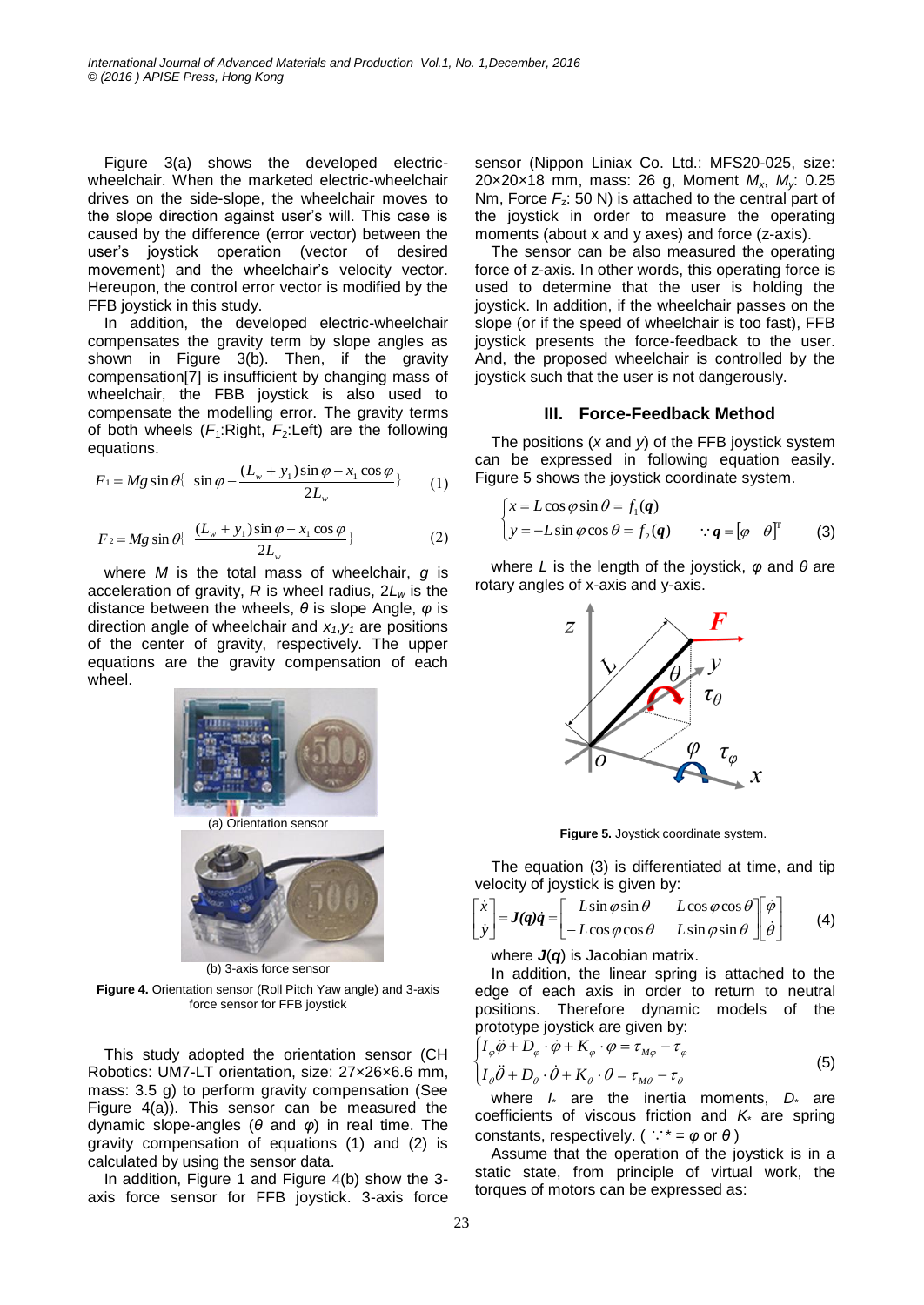Figure 3(a) shows the developed electric-wheelchair. When the marketed electric-wheelchair drives on the side-slope, the wheelchair moves to the slope direction against user's will. This case is caused by the difference (error vector) between the user's joystick operation (vector of desired movement) and the wheelchair's velocity vector. Hereupon, the control error vector is modified by the FFB joystick in this study.

In addition, the developed electric-wheelchair compensates the gravity term by slope angles as shown in Figure 3(b). Then, if the gravity compensation[7] is insufficient by changing mass of wheelchair, the FBB joystick is also used to compensate the modelling error. The gravity terms of both wheels ($F_1$:Right, $F_2$:Left) are the following equations.

$$F_1 = Mg\sin\theta\{\ \sin\varphi - \frac{(L_w + y_1)\sin\varphi - x_1\cos\varphi}{2L_w}\} \qquad (1)$$

$$F_2 = Mg\sin\theta\{\ \frac{(L_w + y_1)\sin\varphi - x_1\cos\varphi}{2L_w}\} \qquad (2)$$

where $M$ is the total mass of wheelchair, $g$ is acceleration of gravity, $R$ is wheel radius, $2L_w$ is the distance between the wheels, $\theta$ is slope Angle, $\varphi$ is direction angle of wheelchair and $x_1$,$y_1$ are positions of the center of gravity, respectively. The upper equations are the gravity compensation of each wheel.

(a) Orientation sensor

(b) 3-axis force sensor

**Figure 4.** Orientation sensor (Roll Pitch Yaw angle) and 3-axis force sensor for FFB joystick

This study adopted the orientation sensor (CH Robotics: UM7-LT orientation, size: 27×26×6.6 mm, mass: 3.5 g) to perform gravity compensation (See Figure 4(a)). This sensor can be measured the dynamic slope-angles ($\theta$ and $\varphi$) in real time. The gravity compensation of equations (1) and (2) is calculated by using the sensor data.

In addition, Figure 1 and Figure 4(b) show the 3-axis force sensor for FFB joystick. 3-axis force sensor (Nippon Liniax Co. Ltd.: MFS20-025, size: 20×20×18 mm, mass: 26 g, Moment $M_x$, $M_y$: 0.25 Nm, Force $F_z$: 50 N) is attached to the central part of the joystick in order to measure the operating moments (about x and y axes) and force (z-axis).

The sensor can be also measured the operating force of z-axis. In other words, this operating force is used to determine that the user is holding the joystick. In addition, if the wheelchair passes on the slope (or if the speed of wheelchair is too fast), FFB joystick presents the force-feedback to the user. And, the proposed wheelchair is controlled by the joystick such that the user is not dangerously.

## III. Force-Feedback Method

The positions ($x$ and $y$) of the FFB joystick system can be expressed in following equation easily. Figure 5 shows the joystick coordinate system.

$$\begin{cases} x = L\cos\varphi\sin\theta = f_1(\boldsymbol{q}) \\ y = -L\sin\varphi\cos\theta = f_2(\boldsymbol{q}) \qquad \because \boldsymbol{q} = [\varphi \quad \theta]^{\mathrm{T}} \end{cases} \qquad (3)$$

where $L$ is the length of the joystick, $\varphi$ and $\theta$ are rotary angles of x-axis and y-axis.

**Figure 5.** Joystick coordinate system.

The equation (3) is differentiated at time, and tip velocity of joystick is given by:

$$\begin{bmatrix} \dot{x} \\ \dot{y} \end{bmatrix} = \boldsymbol{J}(\boldsymbol{q})\dot{\boldsymbol{q}} = \begin{bmatrix} -L\sin\varphi\sin\theta & L\cos\varphi\cos\theta \\ -L\cos\varphi\cos\theta & L\sin\varphi\sin\theta \end{bmatrix} \begin{bmatrix} \dot{\varphi} \\ \dot{\theta} \end{bmatrix} \qquad (4)$$

where $\boldsymbol{J}(\boldsymbol{q})$ is Jacobian matrix.

In addition, the linear spring is attached to the edge of each axis in order to return to neutral positions. Therefore dynamic models of the prototype joystick are given by:

$$\begin{cases} I_\varphi\ddot{\varphi} + D_\varphi \cdot \dot{\varphi} + K_\varphi \cdot \varphi = \tau_{M\varphi} - \tau_\varphi \\ I_\theta\ddot{\theta} + D_\theta \cdot \dot{\theta} + K_\theta \cdot \theta = \tau_{M\theta} - \tau_\theta \end{cases} \qquad (5)$$

where $I_*$ are the inertia moments, $D_*$ are coefficients of viscous friction and $K_*$ are spring constants, respectively. ( $\because * = \varphi$ or $\theta$ )

Assume that the operation of the joystick is in a static state, from principle of virtual work, the torques of motors can be expressed as: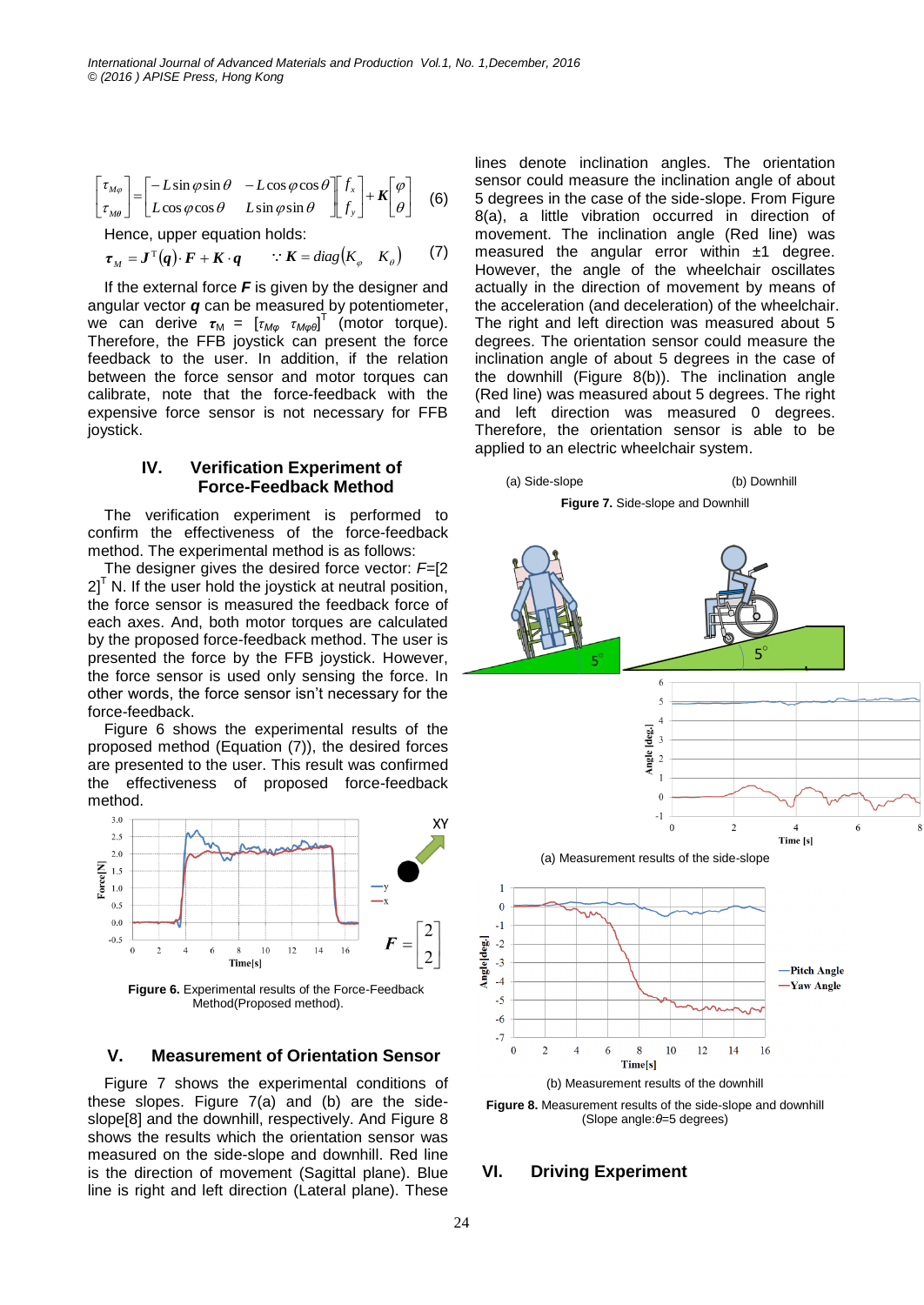$$\begin{bmatrix} \tau_{M\varphi} \\ \tau_{M\theta} \end{bmatrix} = \begin{bmatrix} -L\sin\varphi\sin\theta & -L\cos\varphi\cos\theta \\ L\cos\varphi\cos\theta & L\sin\varphi\sin\theta \end{bmatrix} \begin{bmatrix} f_x \\ f_y \end{bmatrix} + \boldsymbol{K} \begin{bmatrix} \varphi \\ \theta \end{bmatrix} \quad (6)$$

Hence, upper equation holds:

$$\boldsymbol{\tau}_M = \boldsymbol{J}^{\mathrm{T}}(\boldsymbol{q}) \cdot \boldsymbol{F} + \boldsymbol{K} \cdot \boldsymbol{q} \qquad \because \boldsymbol{K} = diag(K_\varphi \quad K_\theta) \quad (7)$$

If the external force $\boldsymbol{F}$ is given by the designer and angular vector $\boldsymbol{q}$ can be measured by potentiometer, we can derive $\boldsymbol{\tau}_M = [\tau_{M\varphi} \; \tau_{M\varphi\theta}]^T$ (motor torque). Therefore, the FFB joystick can present the force feedback to the user. In addition, if the relation between the force sensor and motor torques can calibrate, note that the force-feedback with the expensive force sensor is not necessary for FFB joystick.

## IV. Verification Experiment of Force-Feedback Method

The verification experiment is performed to confirm the effectiveness of the force-feedback method. The experimental method is as follows:

The designer gives the desired force vector: $F=[2\; 2]^T$ N. If the user hold the joystick at neutral position, the force sensor is measured the feedback force of each axes. And, both motor torques are calculated by the proposed force-feedback method. The user is presented the force by the FFB joystick. However, the force sensor is used only sensing the force. In other words, the force sensor isn't necessary for the force-feedback.

Figure 6 shows the experimental results of the proposed method (Equation (7)), the desired forces are presented to the user. This result was confirmed the effectiveness of proposed force-feedback method.

**Figure 6.** Experimental results of the Force-Feedback Method(Proposed method).

## V. Measurement of Orientation Sensor

Figure 7 shows the experimental conditions of these slopes. Figure 7(a) and (b) are the side-slope[8] and the downhill, respectively. And Figure 8 shows the results which the orientation sensor was measured on the side-slope and downhill. Red line is the direction of movement (Sagittal plane). Blue line is right and left direction (Lateral plane). These lines denote inclination angles. The orientation sensor could measure the inclination angle of about 5 degrees in the case of the side-slope. From Figure 8(a), a little vibration occurred in direction of movement. The inclination angle (Red line) was measured the angular error within ±1 degree. However, the angle of the wheelchair oscillates actually in the direction of movement by means of the acceleration (and deceleration) of the wheelchair. The right and left direction was measured about 5 degrees. The orientation sensor could measure the inclination angle of about 5 degrees in the case of the downhill (Figure 8(b)). The inclination angle (Red line) was measured about 5 degrees. The right and left direction was measured 0 degrees. Therefore, the orientation sensor is able to be applied to an electric wheelchair system.

(a) Side-slope (b) Downhill

**Figure 7.** Side-slope and Downhill

(a) Measurement results of the side-slope

(b) Measurement results of the downhill

**Figure 8.** Measurement results of the side-slope and downhill (Slope angle:$\theta$=5 degrees)

## VI. Driving Experiment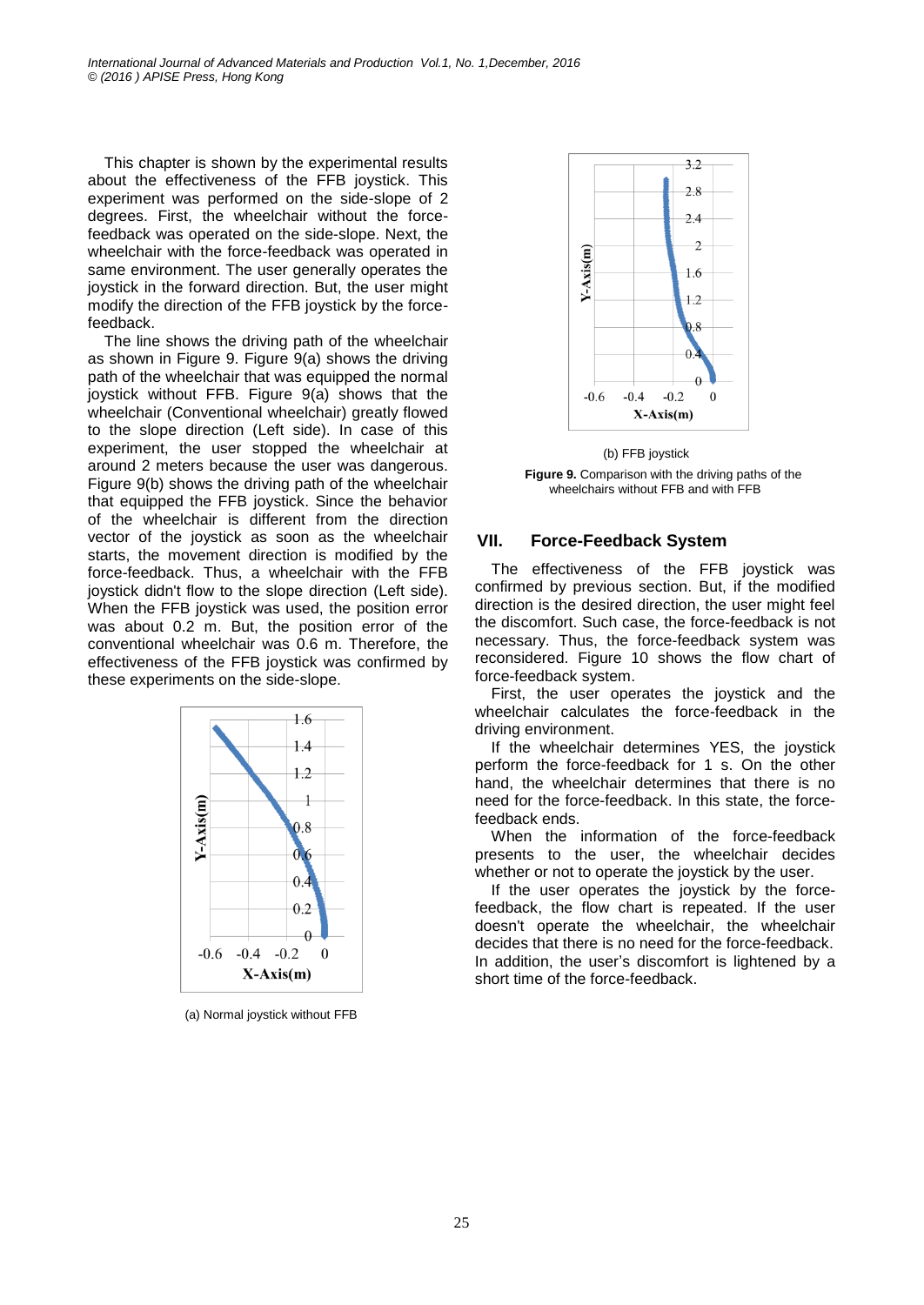This chapter is shown by the experimental results about the effectiveness of the FFB joystick. This experiment was performed on the side-slope of 2 degrees. First, the wheelchair without the force-feedback was operated on the side-slope. Next, the wheelchair with the force-feedback was operated in same environment. The user generally operates the joystick in the forward direction. But, the user might modify the direction of the FFB joystick by the force-feedback.

The line shows the driving path of the wheelchair as shown in Figure 9. Figure 9(a) shows the driving path of the wheelchair that was equipped the normal joystick without FFB. Figure 9(a) shows that the wheelchair (Conventional wheelchair) greatly flowed to the slope direction (Left side). In case of this experiment, the user stopped the wheelchair at around 2 meters because the user was dangerous. Figure 9(b) shows the driving path of the wheelchair that equipped the FFB joystick. Since the behavior of the wheelchair is different from the direction vector of the joystick as soon as the wheelchair starts, the movement direction is modified by the force-feedback. Thus, a wheelchair with the FFB joystick didn't flow to the slope direction (Left side). When the FFB joystick was used, the position error was about 0.2 m. But, the position error of the conventional wheelchair was 0.6 m. Therefore, the effectiveness of the FFB joystick was confirmed by these experiments on the side-slope.

(a) Normal joystick without FFB

(b) FFB joystick

**Figure 9.** Comparison with the driving paths of the wheelchairs without FFB and with FFB

## VII. Force-Feedback System

The effectiveness of the FFB joystick was confirmed by previous section. But, if the modified direction is the desired direction, the user might feel the discomfort. Such case, the force-feedback is not necessary. Thus, the force-feedback system was reconsidered. Figure 10 shows the flow chart of force-feedback system.

First, the user operates the joystick and the wheelchair calculates the force-feedback in the driving environment.

If the wheelchair determines YES, the joystick perform the force-feedback for 1 s. On the other hand, the wheelchair determines that there is no need for the force-feedback. In this state, the force-feedback ends.

When the information of the force-feedback presents to the user, the wheelchair decides whether or not to operate the joystick by the user.

If the user operates the joystick by the force-feedback, the flow chart is repeated. If the user doesn't operate the wheelchair, the wheelchair decides that there is no need for the force-feedback. In addition, the user's discomfort is lightened by a short time of the force-feedback.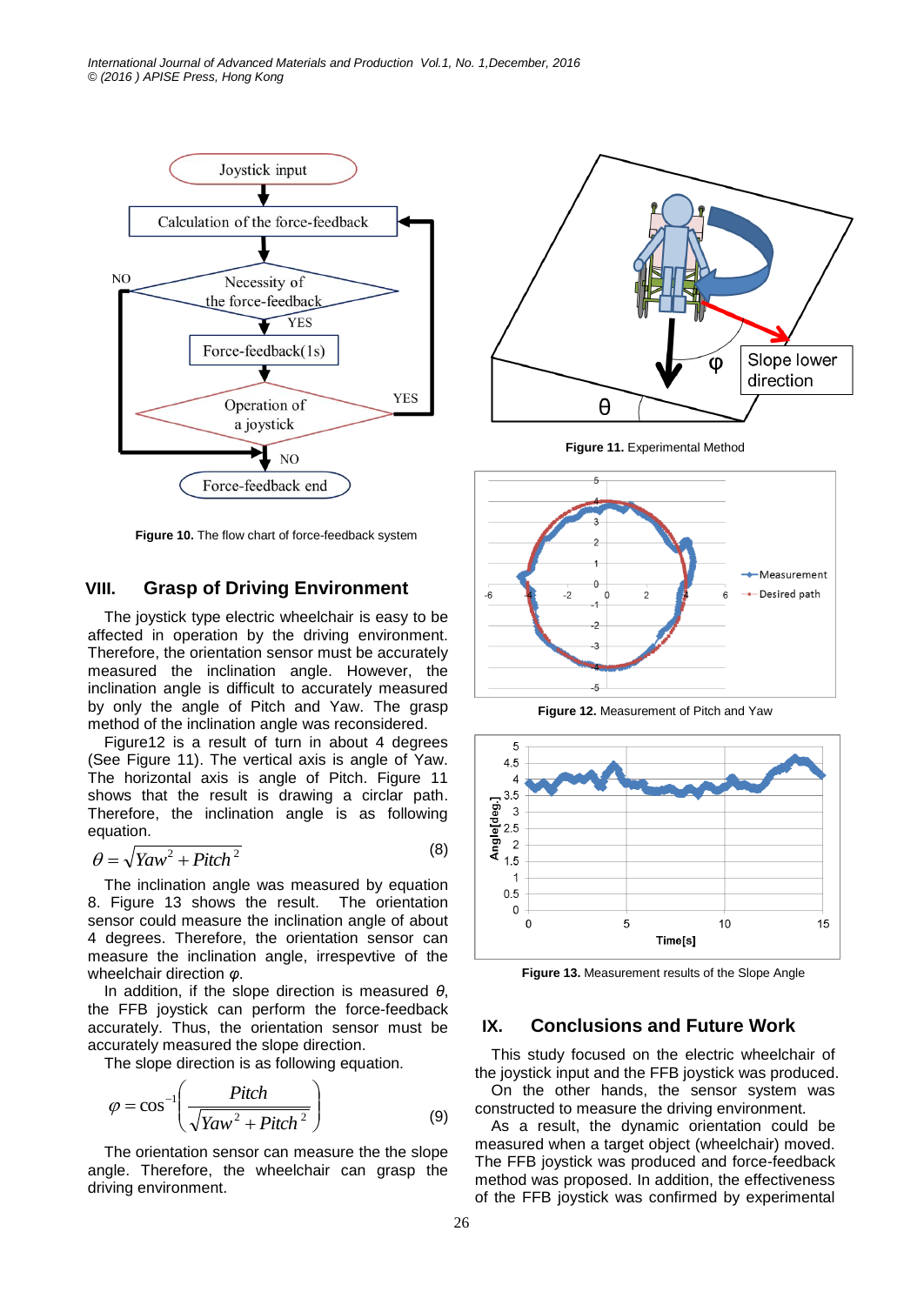Figure 10. The flow chart of force-feedback system

## VIII. Grasp of Driving Environment

The joystick type electric wheelchair is easy to be affected in operation by the driving environment. Therefore, the orientation sensor must be accurately measured the inclination angle. However, the inclination angle is difficult to accurately measured by only the angle of Pitch and Yaw. The grasp method of the inclination angle was reconsidered.

Figure12 is a result of turn in about 4 degrees (See Figure 11). The vertical axis is angle of Yaw. The horizontal axis is angle of Pitch. Figure 11 shows that the result is drawing a circlar path. Therefore, the inclination angle is as following equation.

$$\theta = \sqrt{Yaw^2 + Pitch^2} \tag{8}$$

The inclination angle was measured by equation 8. Figure 13 shows the result. The orientation sensor could measure the inclination angle of about 4 degrees. Therefore, the orientation sensor can measure the inclination angle, irrespevtive of the wheelchair direction $\varphi$.

In addition, if the slope direction is measured $\theta$, the FFB joystick can perform the force-feedback accurately. Thus, the orientation sensor must be accurately measured the slope direction.

The slope direction is as following equation.

$$\varphi = \cos^{-1}\left(\frac{Pitch}{\sqrt{Yaw^2 + Pitch^2}}\right) \tag{9}$$

The orientation sensor can measure the the slope angle. Therefore, the wheelchair can grasp the driving environment.

Figure 11. Experimental Method

Figure 12. Measurement of Pitch and Yaw

Figure 13. Measurement results of the Slope Angle

## IX. Conclusions and Future Work

This study focused on the electric wheelchair of the joystick input and the FFB joystick was produced.

On the other hands, the sensor system was constructed to measure the driving environment.

As a result, the dynamic orientation could be measured when a target object (wheelchair) moved. The FFB joystick was produced and force-feedback method was proposed. In addition, the effectiveness of the FFB joystick was confirmed by experimental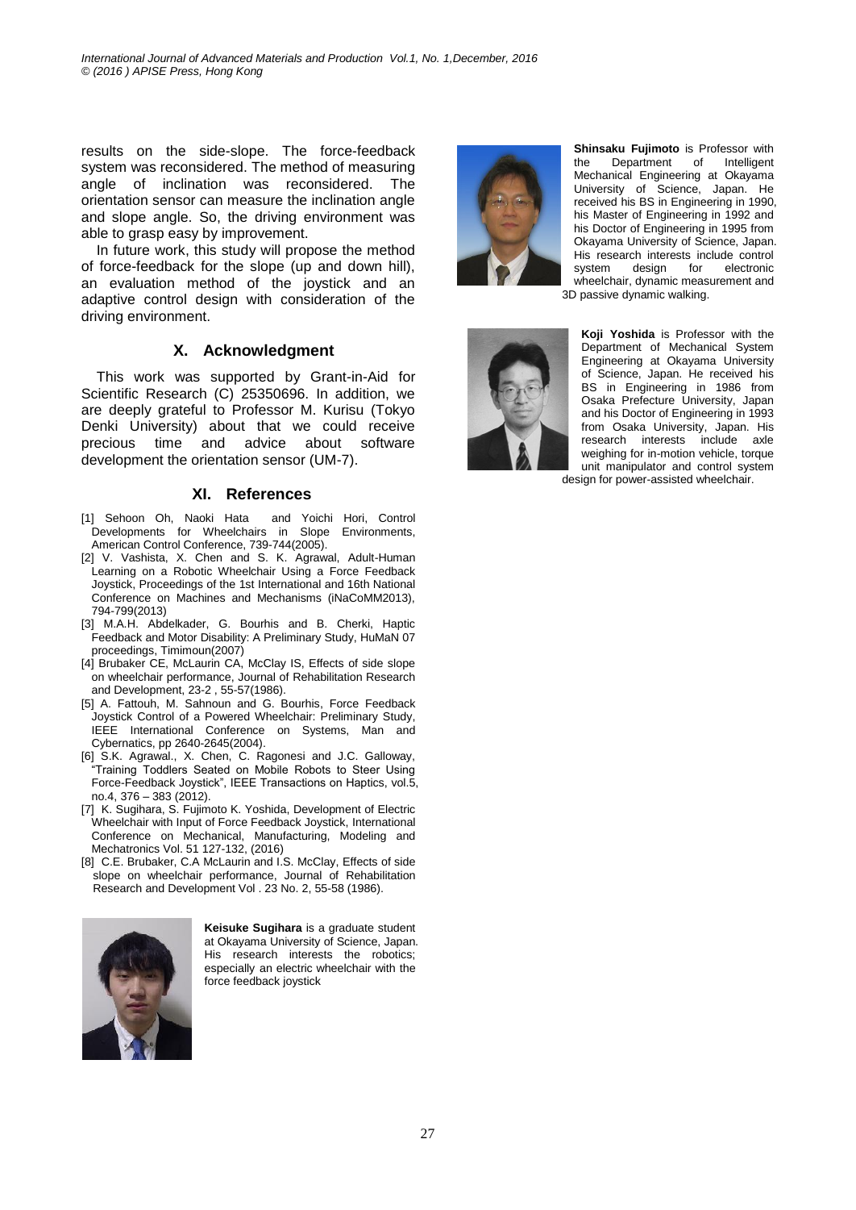results on the side-slope. The force-feedback system was reconsidered. The method of measuring angle of inclination was reconsidered. The orientation sensor can measure the inclination angle and slope angle. So, the driving environment was able to grasp easy by improvement.

In future work, this study will propose the method of force-feedback for the slope (up and down hill), an evaluation method of the joystick and an adaptive control design with consideration of the driving environment.

## X. Acknowledgment

This work was supported by Grant-in-Aid for Scientific Research (C) 25350696. In addition, we are deeply grateful to Professor M. Kurisu (Tokyo Denki University) about that we could receive precious time and advice about software development the orientation sensor (UM-7).

## XI. References

[1] Sehoon Oh, Naoki Hata and Yoichi Hori, Control Developments for Wheelchairs in Slope Environments, American Control Conference, 739-744(2005).

[2] V. Vashista, X. Chen and S. K. Agrawal, Adult-Human Learning on a Robotic Wheelchair Using a Force Feedback Joystick, Proceedings of the 1st International and 16th National Conference on Machines and Mechanisms (iNaCoMM2013), 794-799(2013)

[3] M.A.H. Abdelkader, G. Bourhis and B. Cherki, Haptic Feedback and Motor Disability: A Preliminary Study, HuMaN 07 proceedings, Timimoun(2007)

[4] Brubaker CE, McLaurin CA, McClay IS, Effects of side slope on wheelchair performance, Journal of Rehabilitation Research and Development, 23-2 , 55-57(1986).

[5] A. Fattouh, M. Sahnoun and G. Bourhis, Force Feedback Joystick Control of a Powered Wheelchair: Preliminary Study, IEEE International Conference on Systems, Man and Cybernatics, pp 2640-2645(2004).

[6] S.K. Agrawal., X. Chen, C. Ragonesi and J.C. Galloway, "Training Toddlers Seated on Mobile Robots to Steer Using Force-Feedback Joystick", IEEE Transactions on Haptics, vol.5, no.4, 376 – 383 (2012).

[7] K. Sugihara, S. Fujimoto K. Yoshida, Development of Electric Wheelchair with Input of Force Feedback Joystick, International Conference on Mechanical, Manufacturing, Modeling and Mechatronics Vol. 51 127-132, (2016)

[8] C.E. Brubaker, C.A McLaurin and I.S. McClay, Effects of side slope on wheelchair performance, Journal of Rehabilitation Research and Development Vol . 23 No. 2, 55-58 (1986).

**Keisuke Sugihara** is a graduate student at Okayama University of Science, Japan. His research interests the robotics; especially an electric wheelchair with the force feedback joystick

**Shinsaku Fujimoto** is Professor with the Department of Intelligent Mechanical Engineering at Okayama University of Science, Japan. He received his BS in Engineering in 1990, his Master of Engineering in 1992 and his Doctor of Engineering in 1995 from Okayama University of Science, Japan. His research interests include control system design for electronic wheelchair, dynamic measurement and 3D passive dynamic walking.

**Koji Yoshida** is Professor with the Department of Mechanical System Engineering at Okayama University of Science, Japan. He received his BS in Engineering in 1986 from Osaka Prefecture University, Japan and his Doctor of Engineering in 1993 from Osaka University, Japan. His research interests include axle weighing for in-motion vehicle, torque unit manipulator and control system design for power-assisted wheelchair.